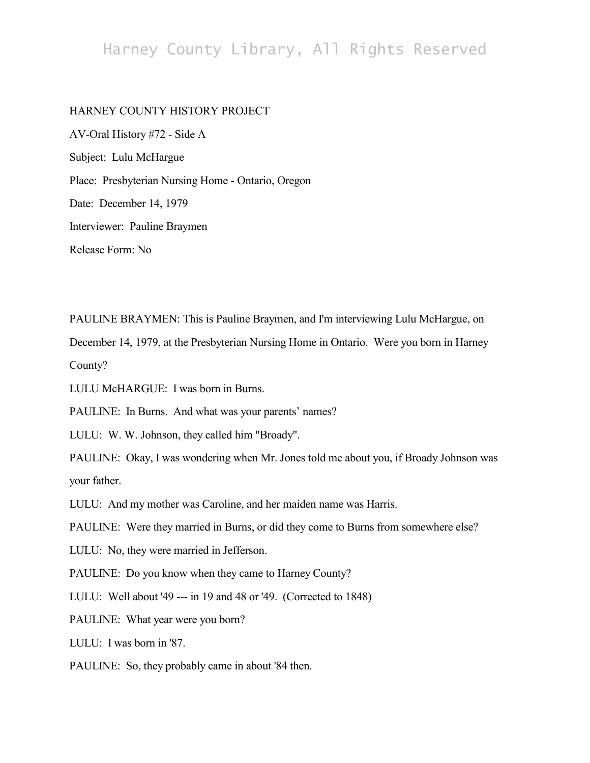HARNEY COUNTY HISTORY PROJECT

AV-Oral History #72 - Side A

Subject: Lulu McHargue

Place: Presbyterian Nursing Home - Ontario, Oregon

Date: December 14, 1979

Interviewer: Pauline Braymen

Release Form: No

PAULINE BRAYMEN: This is Pauline Braymen, and I'm interviewing Lulu McHargue, on December 14, 1979, at the Presbyterian Nursing Home in Ontario. Were you born in Harney County?

LULU McHARGUE: I was born in Burns.

PAULINE: In Burns. And what was your parents' names?

LULU: W. W. Johnson, they called him "Broady".

PAULINE: Okay, I was wondering when Mr. Jones told me about you, if Broady Johnson was your father.

LULU: And my mother was Caroline, and her maiden name was Harris.

PAULINE: Were they married in Burns, or did they come to Burns from somewhere else?

LULU: No, they were married in Jefferson.

PAULINE: Do you know when they came to Harney County?

LULU: Well about '49 --- in 19 and 48 or '49. (Corrected to 1848)

PAULINE: What year were you born?

LULU: I was born in '87.

PAULINE: So, they probably came in about '84 then.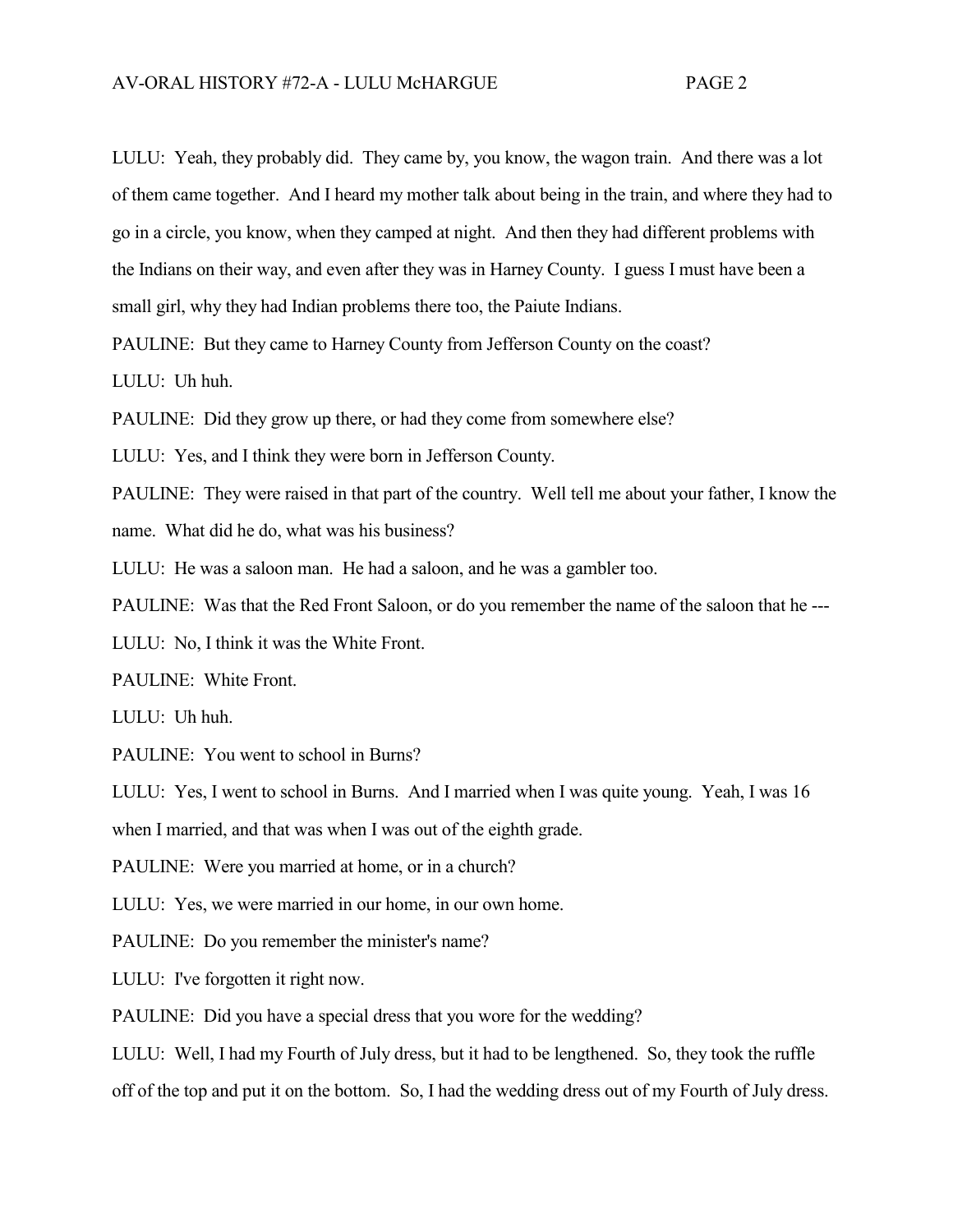LULU: Yeah, they probably did. They came by, you know, the wagon train. And there was a lot of them came together. And I heard my mother talk about being in the train, and where they had to go in a circle, you know, when they camped at night. And then they had different problems with the Indians on their way, and even after they was in Harney County. I guess I must have been a small girl, why they had Indian problems there too, the Paiute Indians.

PAULINE: But they came to Harney County from Jefferson County on the coast?

LULU: Uh huh.

PAULINE: Did they grow up there, or had they come from somewhere else?

LULU: Yes, and I think they were born in Jefferson County.

PAULINE: They were raised in that part of the country. Well tell me about your father, I know the name. What did he do, what was his business?

LULU: He was a saloon man. He had a saloon, and he was a gambler too.

PAULINE: Was that the Red Front Saloon, or do you remember the name of the saloon that he ---

LULU: No, I think it was the White Front.

PAULINE: White Front.

LULU: Uh huh.

PAULINE: You went to school in Burns?

LULU: Yes, I went to school in Burns. And I married when I was quite young. Yeah, I was 16 when I married, and that was when I was out of the eighth grade.

PAULINE: Were you married at home, or in a church?

LULU: Yes, we were married in our home, in our own home.

PAULINE: Do you remember the minister's name?

LULU: I've forgotten it right now.

PAULINE: Did you have a special dress that you wore for the wedding?

LULU: Well, I had my Fourth of July dress, but it had to be lengthened. So, they took the ruffle off of the top and put it on the bottom. So, I had the wedding dress out of my Fourth of July dress.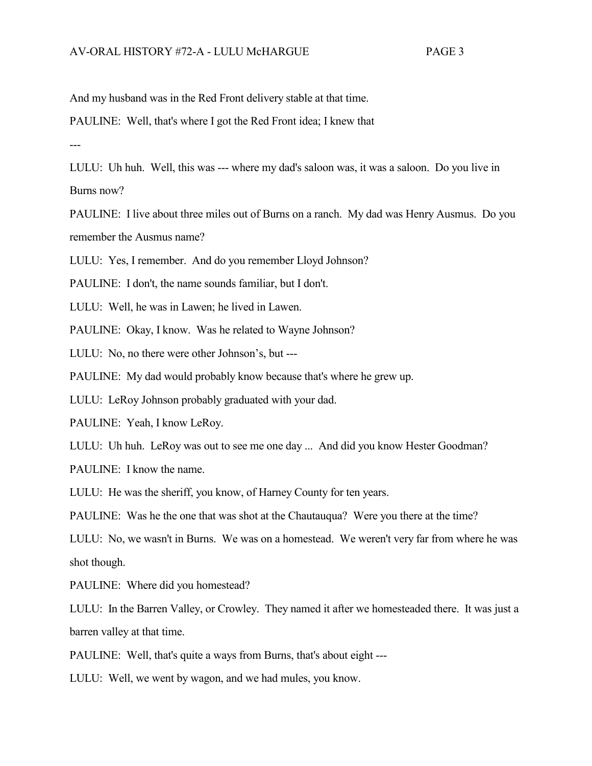And my husband was in the Red Front delivery stable at that time.

PAULINE: Well, that's where I got the Red Front idea; I knew that ---

LULU: Uh huh. Well, this was --- where my dad's saloon was, it was a saloon. Do you live in Burns now?

PAULINE: I live about three miles out of Burns on a ranch. My dad was Henry Ausmus. Do you remember the Ausmus name?

LULU: Yes, I remember. And do you remember Lloyd Johnson?

PAULINE: I don't, the name sounds familiar, but I don't.

LULU: Well, he was in Lawen; he lived in Lawen.

PAULINE: Okay, I know. Was he related to Wayne Johnson?

LULU: No, no there were other Johnson's, but ---

PAULINE: My dad would probably know because that's where he grew up.

LULU: LeRoy Johnson probably graduated with your dad.

PAULINE: Yeah, I know LeRoy.

LULU: Uh huh. LeRoy was out to see me one day ... And did you know Hester Goodman?

PAULINE: I know the name.

LULU: He was the sheriff, you know, of Harney County for ten years.

PAULINE: Was he the one that was shot at the Chautauqua? Were you there at the time?

LULU: No, we wasn't in Burns. We was on a homestead. We weren't very far from where he was shot though.

PAULINE: Where did you homestead?

LULU: In the Barren Valley, or Crowley. They named it after we homesteaded there. It was just a barren valley at that time.

PAULINE: Well, that's quite a ways from Burns, that's about eight ---

LULU: Well, we went by wagon, and we had mules, you know.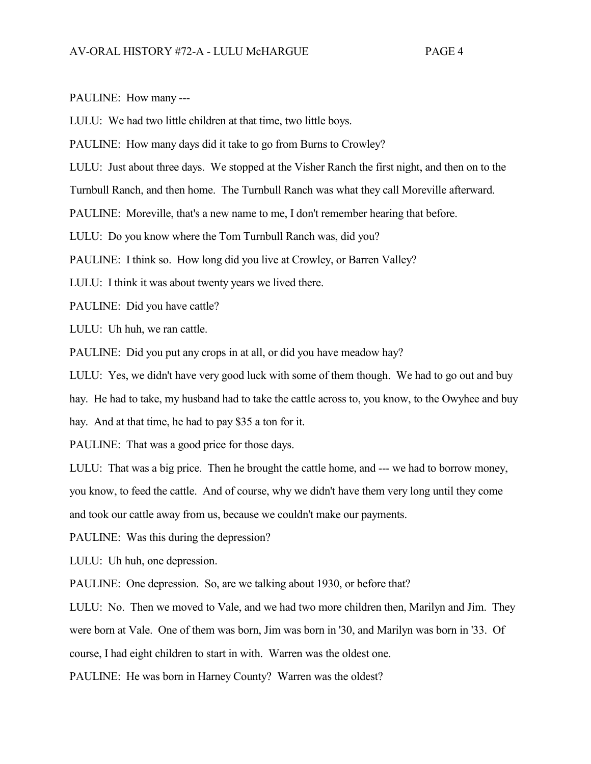PAULINE: How many ---

LULU: We had two little children at that time, two little boys.

PAULINE: How many days did it take to go from Burns to Crowley?

LULU: Just about three days. We stopped at the Visher Ranch the first night, and then on to the Turnbull Ranch, and then home. The Turnbull Ranch was what they call Moreville afterward.

PAULINE: Moreville, that's a new name to me, I don't remember hearing that before.

LULU: Do you know where the Tom Turnbull Ranch was, did you?

PAULINE: I think so. How long did you live at Crowley, or Barren Valley?

LULU: I think it was about twenty years we lived there.

PAULINE: Did you have cattle?

LULU: Uh huh, we ran cattle.

PAULINE: Did you put any crops in at all, or did you have meadow hay?

LULU: Yes, we didn't have very good luck with some of them though. We had to go out and buy hay. He had to take, my husband had to take the cattle across to, you know, to the Owyhee and buy hay. And at that time, he had to pay $35 a ton for it.

PAULINE: That was a good price for those days.

LULU: That was a big price. Then he brought the cattle home, and --- we had to borrow money, you know, to feed the cattle. And of course, why we didn't have them very long until they come and took our cattle away from us, because we couldn't make our payments.

PAULINE: Was this during the depression?

LULU: Uh huh, one depression.

PAULINE: One depression. So, are we talking about 1930, or before that?

LULU: No. Then we moved to Vale, and we had two more children then, Marilyn and Jim. They were born at Vale. One of them was born, Jim was born in '30, and Marilyn was born in '33. Of course, I had eight children to start in with. Warren was the oldest one.

PAULINE: He was born in Harney County? Warren was the oldest?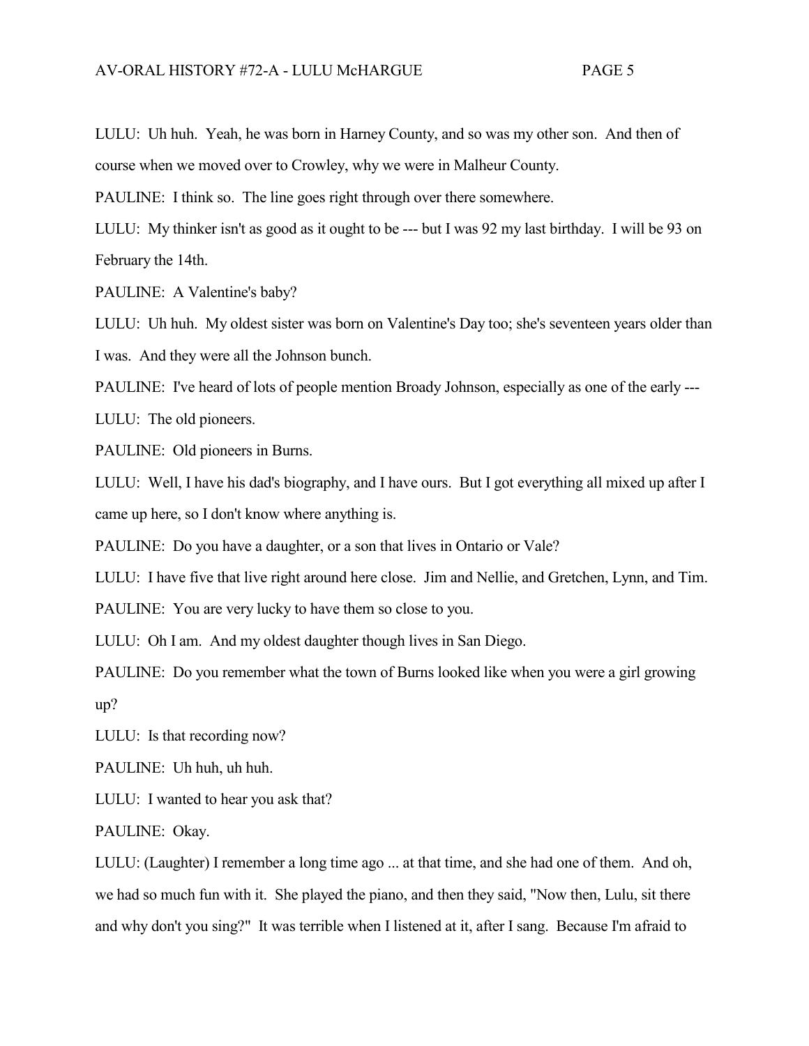LULU: Uh huh. Yeah, he was born in Harney County, and so was my other son. And then of course when we moved over to Crowley, why we were in Malheur County.

PAULINE: I think so. The line goes right through over there somewhere.

LULU: My thinker isn't as good as it ought to be --- but I was 92 my last birthday. I will be 93 on February the 14th.

PAULINE: A Valentine's baby?

LULU: Uh huh. My oldest sister was born on Valentine's Day too; she's seventeen years older than I was. And they were all the Johnson bunch.

PAULINE: I've heard of lots of people mention Broady Johnson, especially as one of the early ---

LULU: The old pioneers.

PAULINE: Old pioneers in Burns.

LULU: Well, I have his dad's biography, and I have ours. But I got everything all mixed up after I came up here, so I don't know where anything is.

PAULINE: Do you have a daughter, or a son that lives in Ontario or Vale?

LULU: I have five that live right around here close. Jim and Nellie, and Gretchen, Lynn, and Tim.

PAULINE: You are very lucky to have them so close to you.

LULU: Oh I am. And my oldest daughter though lives in San Diego.

PAULINE: Do you remember what the town of Burns looked like when you were a girl growing up?

LULU: Is that recording now?

PAULINE: Uh huh, uh huh.

LULU: I wanted to hear you ask that?

PAULINE: Okay.

LULU: (Laughter) I remember a long time ago ... at that time, and she had one of them. And oh, we had so much fun with it. She played the piano, and then they said, "Now then, Lulu, sit there and why don't you sing?" It was terrible when I listened at it, after I sang. Because I'm afraid to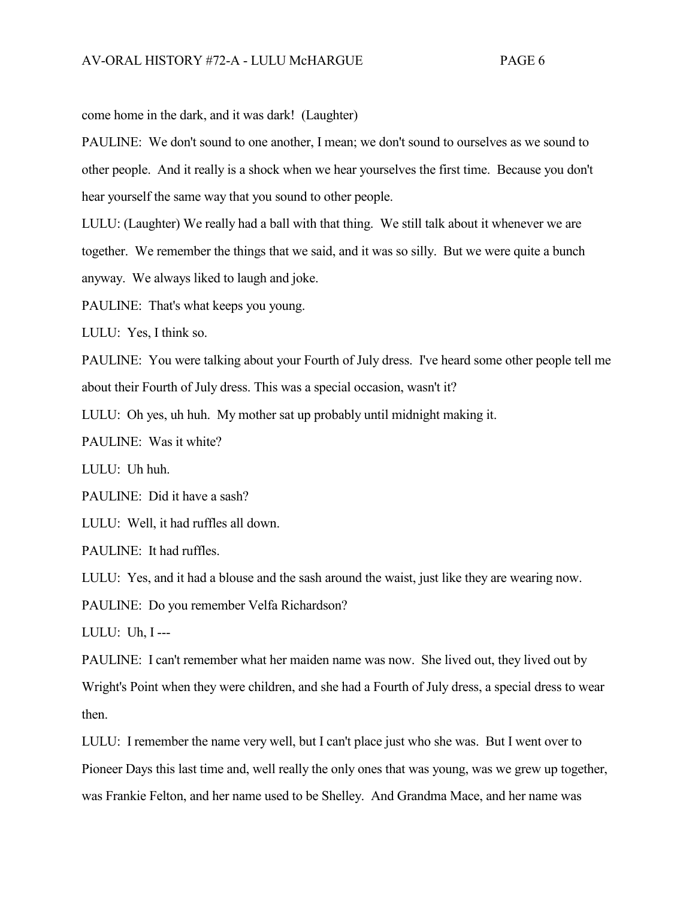come home in the dark, and it was dark! (Laughter)

PAULINE: We don't sound to one another, I mean; we don't sound to ourselves as we sound to other people. And it really is a shock when we hear yourselves the first time. Because you don't hear yourself the same way that you sound to other people.

LULU: (Laughter) We really had a ball with that thing. We still talk about it whenever we are together. We remember the things that we said, and it was so silly. But we were quite a bunch anyway. We always liked to laugh and joke.

PAULINE: That's what keeps you young.

LULU: Yes, I think so.

PAULINE: You were talking about your Fourth of July dress. I've heard some other people tell me about their Fourth of July dress. This was a special occasion, wasn't it?

LULU: Oh yes, uh huh. My mother sat up probably until midnight making it.

PAULINE: Was it white?

LULU: Uh huh.

PAULINE: Did it have a sash?

LULU: Well, it had ruffles all down.

PAULINE: It had ruffles.

LULU: Yes, and it had a blouse and the sash around the waist, just like they are wearing now.

PAULINE: Do you remember Velfa Richardson?

LULU: Uh, I ---

PAULINE: I can't remember what her maiden name was now. She lived out, they lived out by Wright's Point when they were children, and she had a Fourth of July dress, a special dress to wear then.

LULU: I remember the name very well, but I can't place just who she was. But I went over to Pioneer Days this last time and, well really the only ones that was young, was we grew up together, was Frankie Felton, and her name used to be Shelley. And Grandma Mace, and her name was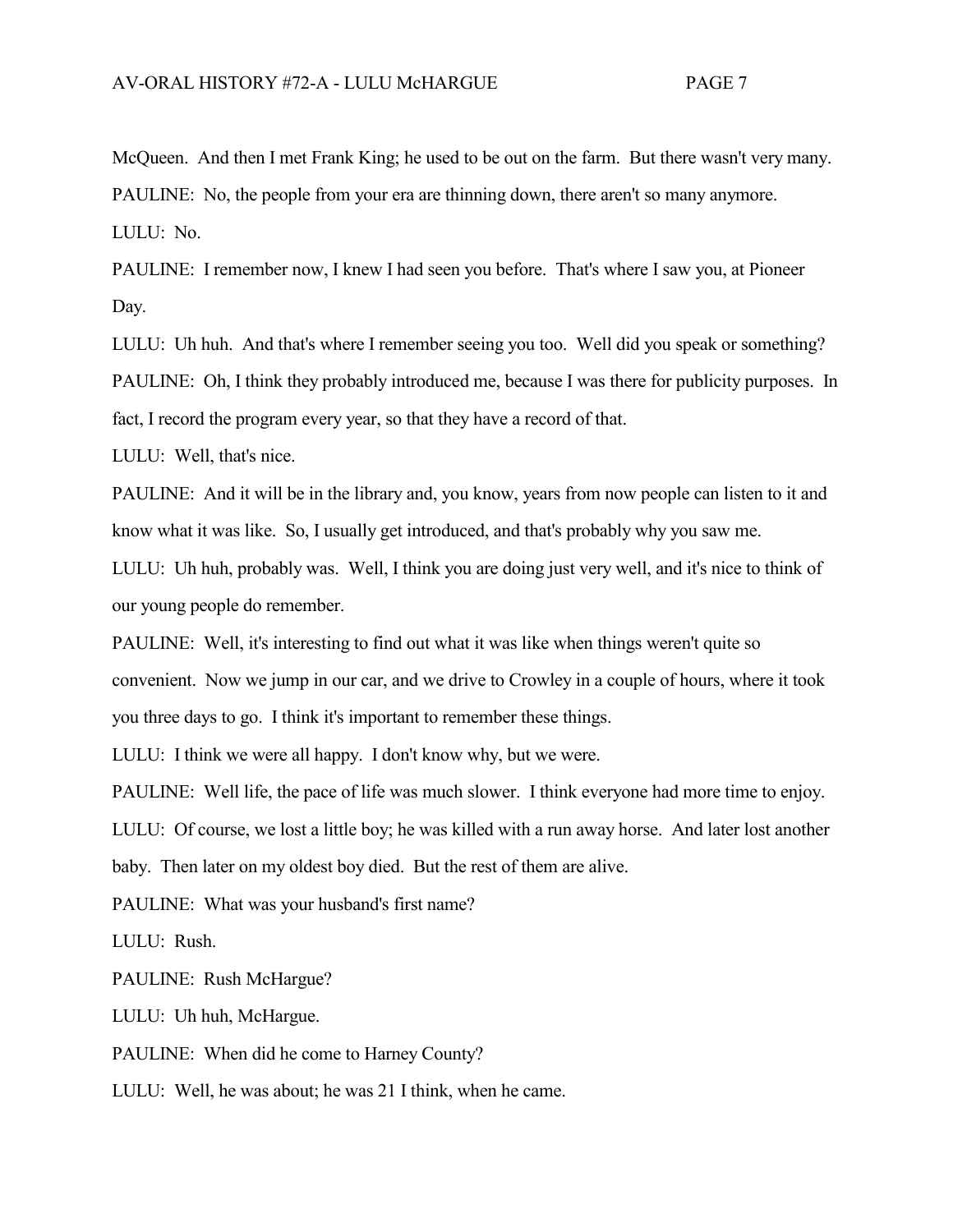McQueen. And then I met Frank King; he used to be out on the farm. But there wasn't very many.

PAULINE: No, the people from your era are thinning down, there aren't so many anymore.

LULU: No.

PAULINE: I remember now, I knew I had seen you before. That's where I saw you, at Pioneer Day.

LULU: Uh huh. And that's where I remember seeing you too. Well did you speak or something?

PAULINE: Oh, I think they probably introduced me, because I was there for publicity purposes. In fact, I record the program every year, so that they have a record of that.

LULU: Well, that's nice.

PAULINE: And it will be in the library and, you know, years from now people can listen to it and know what it was like. So, I usually get introduced, and that's probably why you saw me.

LULU: Uh huh, probably was. Well, I think you are doing just very well, and it's nice to think of our young people do remember.

PAULINE: Well, it's interesting to find out what it was like when things weren't quite so convenient. Now we jump in our car, and we drive to Crowley in a couple of hours, where it took you three days to go. I think it's important to remember these things.

LULU: I think we were all happy. I don't know why, but we were.

PAULINE: Well life, the pace of life was much slower. I think everyone had more time to enjoy.

LULU: Of course, we lost a little boy; he was killed with a run away horse. And later lost another baby. Then later on my oldest boy died. But the rest of them are alive.

PAULINE: What was your husband's first name?

LULU: Rush.

PAULINE: Rush McHargue?

LULU: Uh huh, McHargue.

PAULINE: When did he come to Harney County?

LULU: Well, he was about; he was 21 I think, when he came.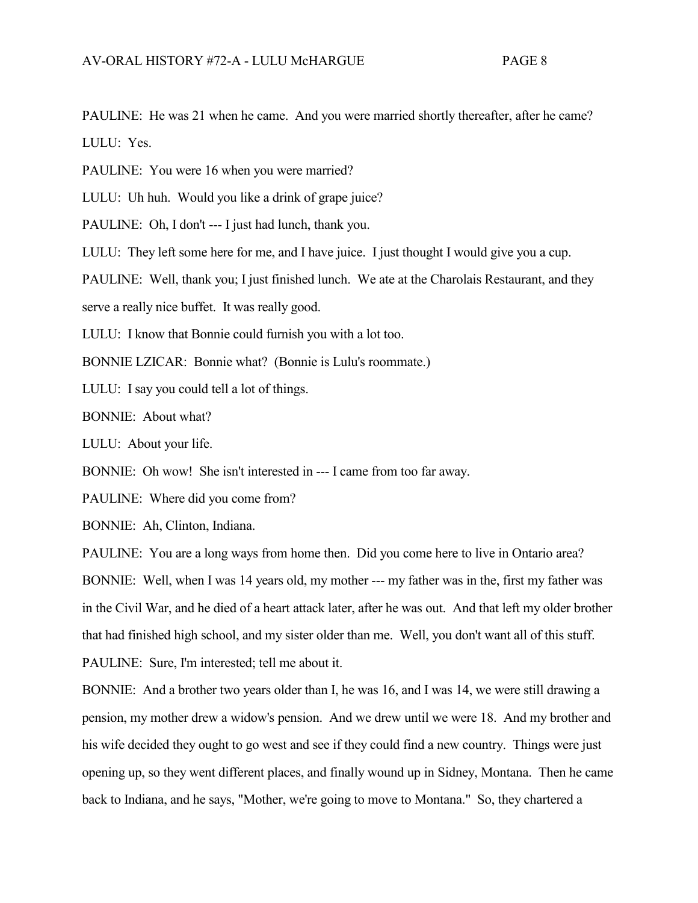PAULINE: He was 21 when he came. And you were married shortly thereafter, after he came?

LULU: Yes.

PAULINE: You were 16 when you were married?

LULU: Uh huh. Would you like a drink of grape juice?

PAULINE: Oh, I don't --- I just had lunch, thank you.

LULU: They left some here for me, and I have juice. I just thought I would give you a cup.

PAULINE: Well, thank you; I just finished lunch. We ate at the Charolais Restaurant, and they serve a really nice buffet. It was really good.

LULU: I know that Bonnie could furnish you with a lot too.

BONNIE LZICAR: Bonnie what? (Bonnie is Lulu's roommate.)

LULU: I say you could tell a lot of things.

BONNIE: About what?

LULU: About your life.

BONNIE: Oh wow! She isn't interested in --- I came from too far away.

PAULINE: Where did you come from?

BONNIE: Ah, Clinton, Indiana.

PAULINE: You are a long ways from home then. Did you come here to live in Ontario area?

BONNIE: Well, when I was 14 years old, my mother --- my father was in the, first my father was in the Civil War, and he died of a heart attack later, after he was out. And that left my older brother that had finished high school, and my sister older than me. Well, you don't want all of this stuff.

PAULINE: Sure, I'm interested; tell me about it.

BONNIE: And a brother two years older than I, he was 16, and I was 14, we were still drawing a pension, my mother drew a widow's pension. And we drew until we were 18. And my brother and his wife decided they ought to go west and see if they could find a new country. Things were just opening up, so they went different places, and finally wound up in Sidney, Montana. Then he came back to Indiana, and he says, "Mother, we're going to move to Montana." So, they chartered a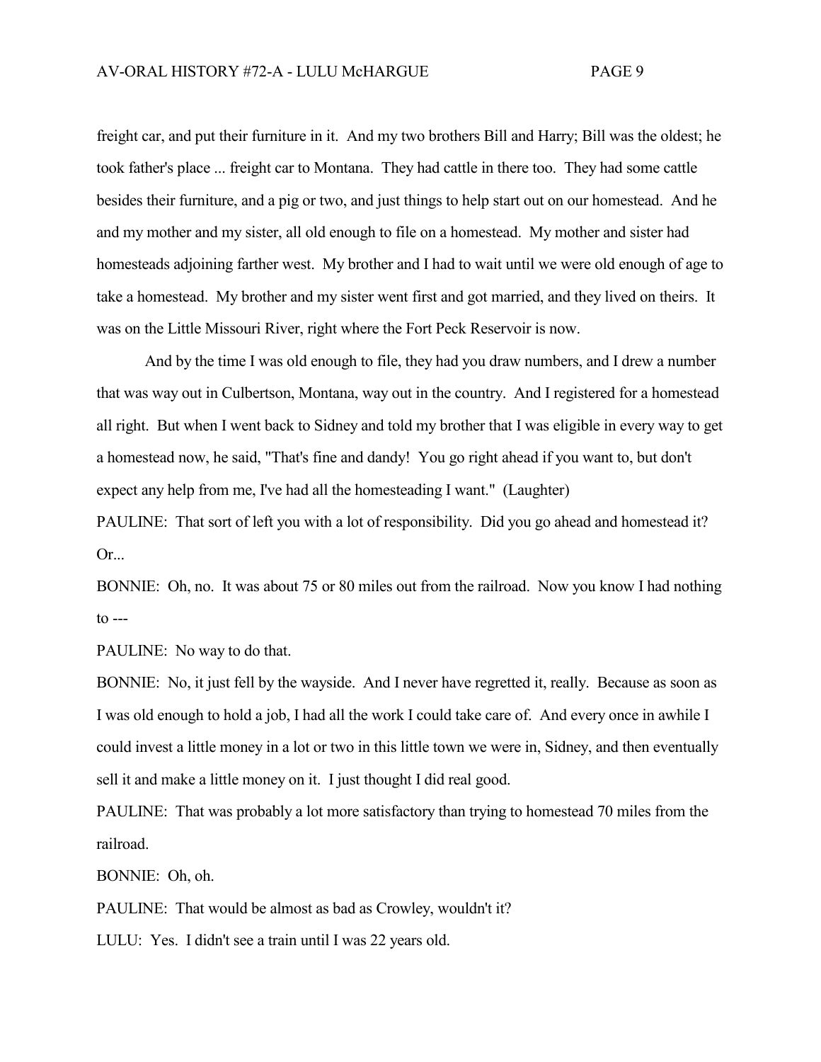freight car, and put their furniture in it. And my two brothers Bill and Harry; Bill was the oldest; he took father's place ... freight car to Montana. They had cattle in there too. They had some cattle besides their furniture, and a pig or two, and just things to help start out on our homestead. And he and my mother and my sister, all old enough to file on a homestead. My mother and sister had homesteads adjoining farther west. My brother and I had to wait until we were old enough of age to take a homestead. My brother and my sister went first and got married, and they lived on theirs. It was on the Little Missouri River, right where the Fort Peck Reservoir is now.

And by the time I was old enough to file, they had you draw numbers, and I drew a number that was way out in Culbertson, Montana, way out in the country. And I registered for a homestead all right. But when I went back to Sidney and told my brother that I was eligible in every way to get a homestead now, he said, "That's fine and dandy! You go right ahead if you want to, but don't expect any help from me, I've had all the homesteading I want." (Laughter)

PAULINE: That sort of left you with a lot of responsibility. Did you go ahead and homestead it? Or...

BONNIE: Oh, no. It was about 75 or 80 miles out from the railroad. Now you know I had nothing to ---

PAULINE: No way to do that.

BONNIE: No, it just fell by the wayside. And I never have regretted it, really. Because as soon as I was old enough to hold a job, I had all the work I could take care of. And every once in awhile I could invest a little money in a lot or two in this little town we were in, Sidney, and then eventually sell it and make a little money on it. I just thought I did real good.

PAULINE: That was probably a lot more satisfactory than trying to homestead 70 miles from the railroad.

BONNIE: Oh, oh.

PAULINE: That would be almost as bad as Crowley, wouldn't it?

LULU: Yes. I didn't see a train until I was 22 years old.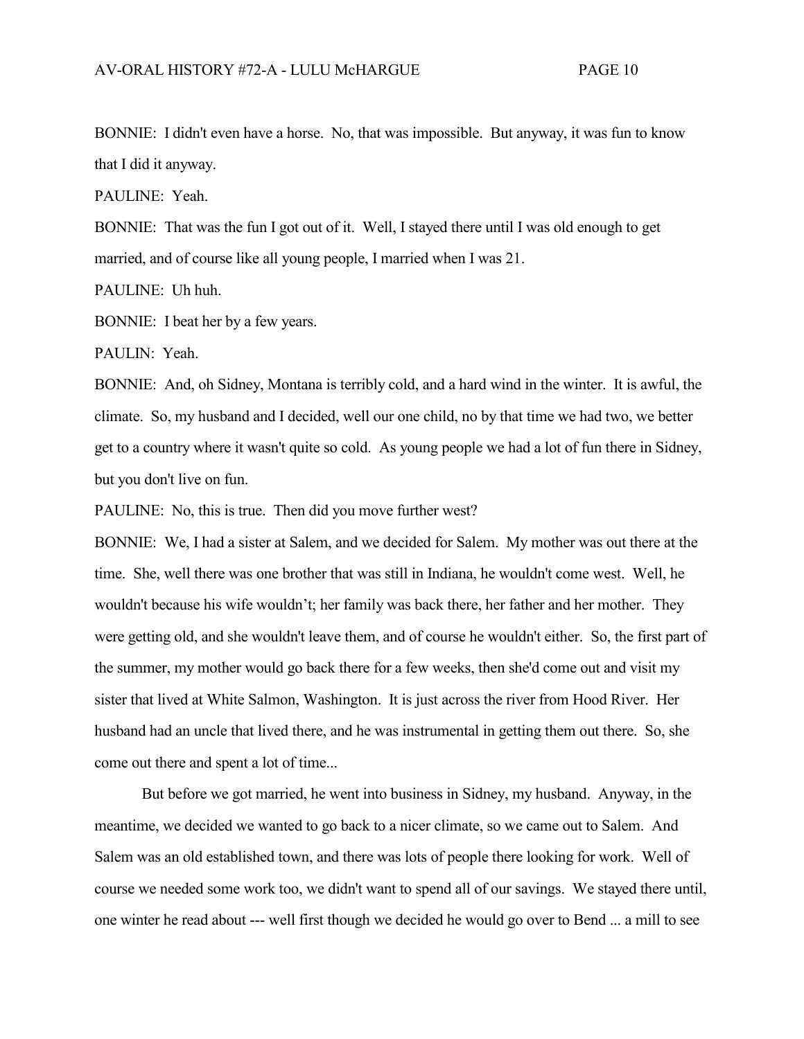BONNIE: I didn't even have a horse. No, that was impossible. But anyway, it was fun to know that I did it anyway.

PAULINE: Yeah.

BONNIE: That was the fun I got out of it. Well, I stayed there until I was old enough to get married, and of course like all young people, I married when I was 21.

PAULINE: Uh huh.

BONNIE: I beat her by a few years.

PAULIN: Yeah.

BONNIE: And, oh Sidney, Montana is terribly cold, and a hard wind in the winter. It is awful, the climate. So, my husband and I decided, well our one child, no by that time we had two, we better get to a country where it wasn't quite so cold. As young people we had a lot of fun there in Sidney, but you don't live on fun.

PAULINE: No, this is true. Then did you move further west?

BONNIE: We, I had a sister at Salem, and we decided for Salem. My mother was out there at the time. She, well there was one brother that was still in Indiana, he wouldn't come west. Well, he wouldn't because his wife wouldn't; her family was back there, her father and her mother. They were getting old, and she wouldn't leave them, and of course he wouldn't either. So, the first part of the summer, my mother would go back there for a few weeks, then she'd come out and visit my sister that lived at White Salmon, Washington. It is just across the river from Hood River. Her husband had an uncle that lived there, and he was instrumental in getting them out there. So, she come out there and spent a lot of time...

But before we got married, he went into business in Sidney, my husband. Anyway, in the meantime, we decided we wanted to go back to a nicer climate, so we came out to Salem. And Salem was an old established town, and there was lots of people there looking for work. Well of course we needed some work too, we didn't want to spend all of our savings. We stayed there until, one winter he read about --- well first though we decided he would go over to Bend ... a mill to see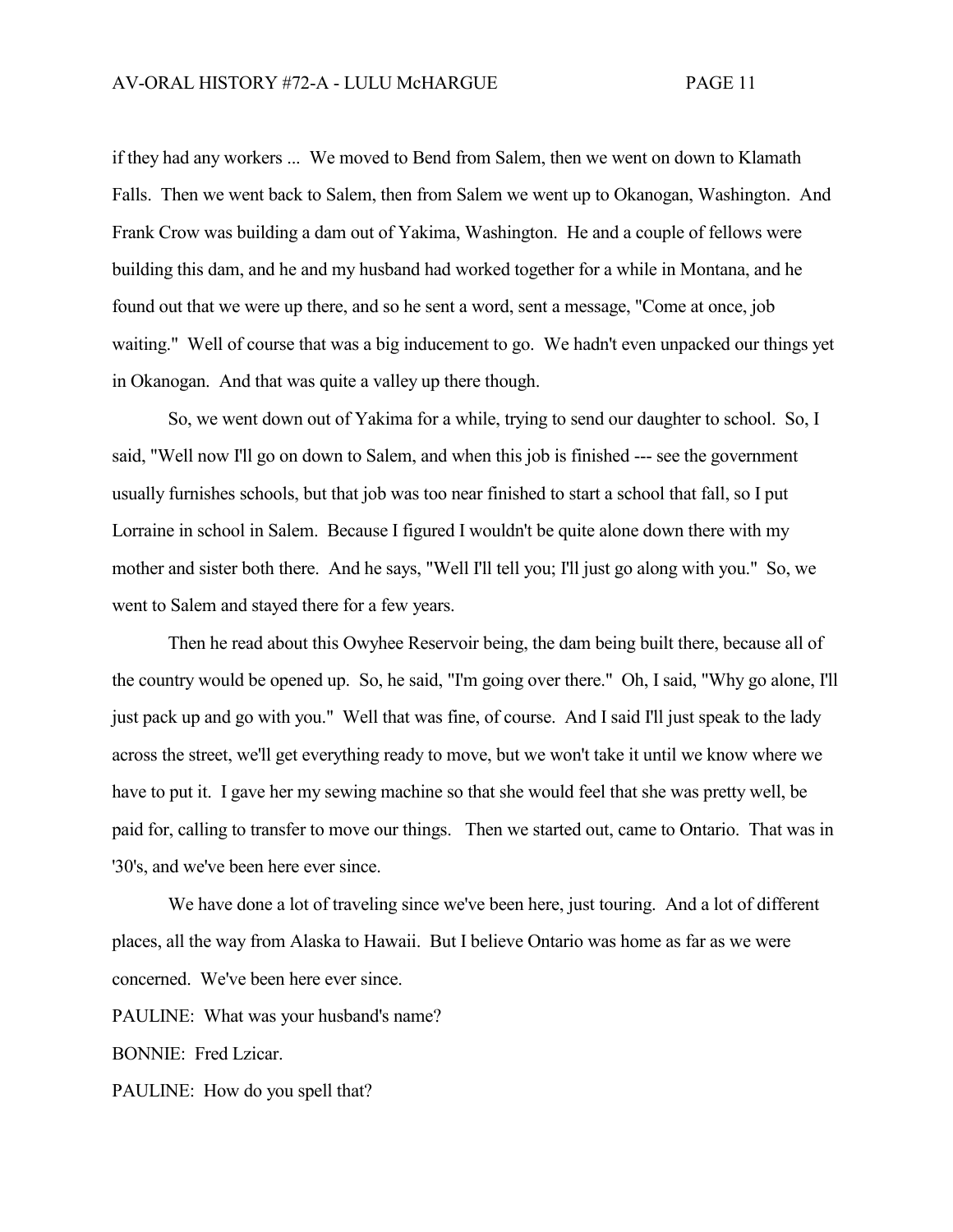if they had any workers ... We moved to Bend from Salem, then we went on down to Klamath Falls. Then we went back to Salem, then from Salem we went up to Okanogan, Washington. And Frank Crow was building a dam out of Yakima, Washington. He and a couple of fellows were building this dam, and he and my husband had worked together for a while in Montana, and he found out that we were up there, and so he sent a word, sent a message, "Come at once, job waiting." Well of course that was a big inducement to go. We hadn't even unpacked our things yet in Okanogan. And that was quite a valley up there though.

So, we went down out of Yakima for a while, trying to send our daughter to school. So, I said, "Well now I'll go on down to Salem, and when this job is finished --- see the government usually furnishes schools, but that job was too near finished to start a school that fall, so I put Lorraine in school in Salem. Because I figured I wouldn't be quite alone down there with my mother and sister both there. And he says, "Well I'll tell you; I'll just go along with you." So, we went to Salem and stayed there for a few years.

Then he read about this Owyhee Reservoir being, the dam being built there, because all of the country would be opened up. So, he said, "I'm going over there." Oh, I said, "Why go alone, I'll just pack up and go with you." Well that was fine, of course. And I said I'll just speak to the lady across the street, we'll get everything ready to move, but we won't take it until we know where we have to put it. I gave her my sewing machine so that she would feel that she was pretty well, be paid for, calling to transfer to move our things. Then we started out, came to Ontario. That was in '30's, and we've been here ever since.

We have done a lot of traveling since we've been here, just touring. And a lot of different places, all the way from Alaska to Hawaii. But I believe Ontario was home as far as we were concerned. We've been here ever since.

PAULINE: What was your husband's name?

BONNIE: Fred Lzicar.

PAULINE: How do you spell that?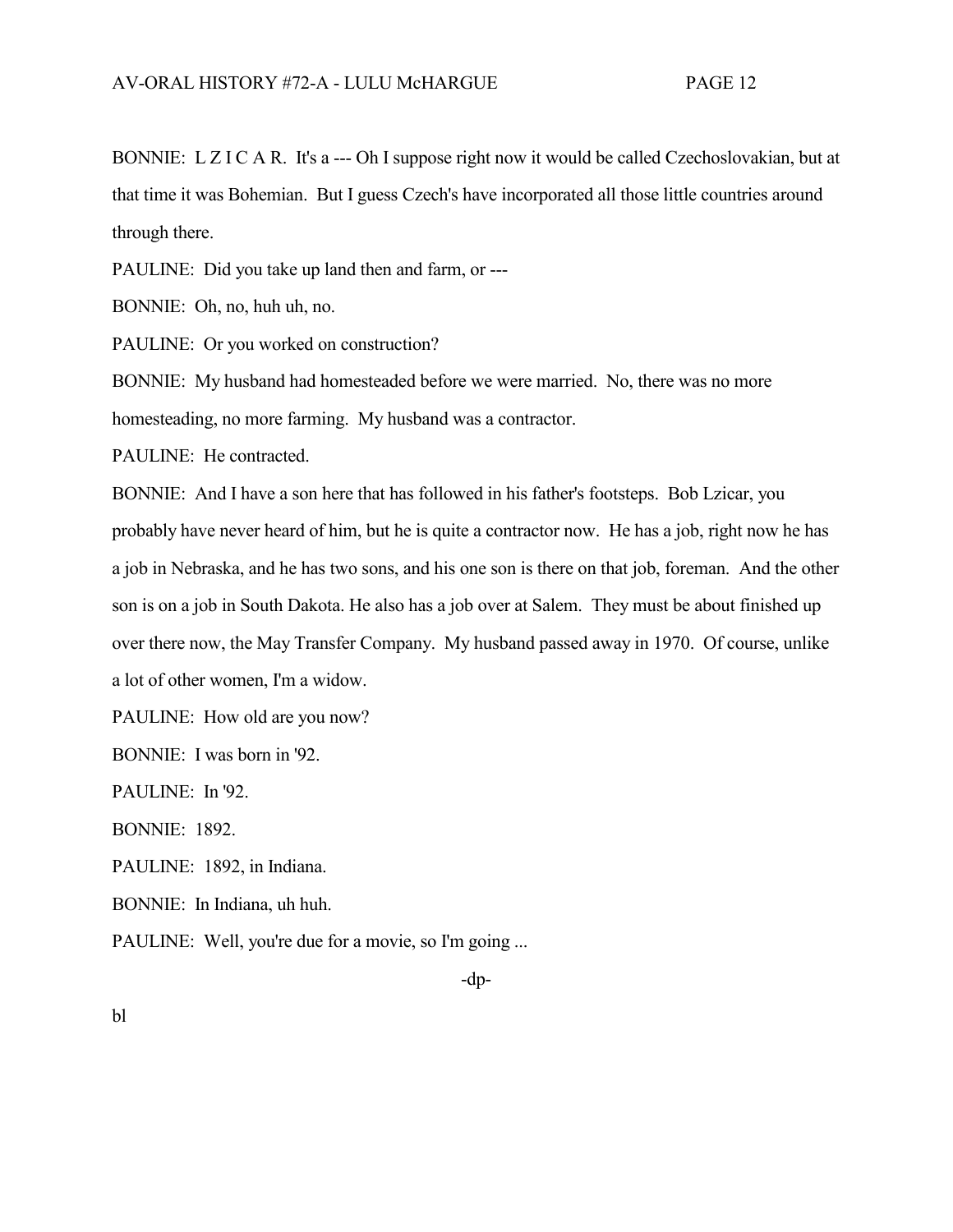BONNIE: L Z I C A R. It's a --- Oh I suppose right now it would be called Czechoslovakian, but at that time it was Bohemian. But I guess Czech's have incorporated all those little countries around through there.

PAULINE: Did you take up land then and farm, or ---

BONNIE: Oh, no, huh uh, no.

PAULINE: Or you worked on construction?

BONNIE: My husband had homesteaded before we were married. No, there was no more homesteading, no more farming. My husband was a contractor.

PAULINE: He contracted.

BONNIE: And I have a son here that has followed in his father's footsteps. Bob Lzicar, you probably have never heard of him, but he is quite a contractor now. He has a job, right now he has a job in Nebraska, and he has two sons, and his one son is there on that job, foreman. And the other son is on a job in South Dakota. He also has a job over at Salem. They must be about finished up over there now, the May Transfer Company. My husband passed away in 1970. Of course, unlike a lot of other women, I'm a widow.

PAULINE: How old are you now?

BONNIE: I was born in '92.

PAULINE: In '92.

BONNIE: 1892.

PAULINE: 1892, in Indiana.

BONNIE: In Indiana, uh huh.

PAULINE: Well, you're due for a movie, so I'm going ...

-dp-

bl